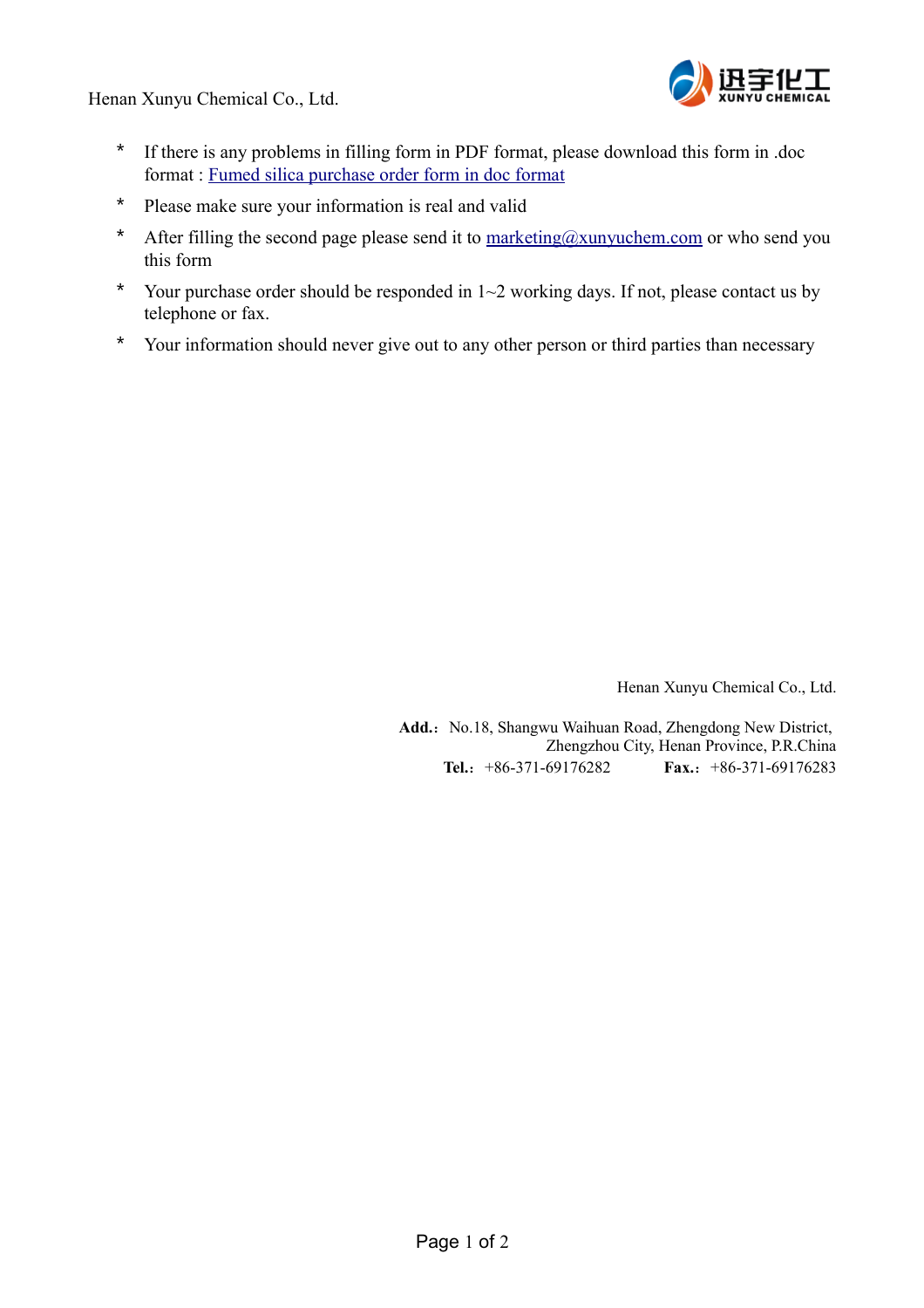Henan Xunyu Chemical Co., Ltd.

迅宇化工 XUNYU CHEMICAL

* If there is any problems in filling form in PDF format, please download this form in .doc format : Fumed silica purchase order form in doc format
* Please make sure your information is real and valid
* After filling the second page please send it to marketing@xunyuchem.com or who send you this form
* Your purchase order should be responded in 1~2 working days. If not, please contact us by telephone or fax.
* Your information should never give out to any other person or third parties than necessary

Henan Xunyu Chemical Co., Ltd.

**Add.:** No.18, Shangwu Waihuan Road, Zhengdong New District, Zhengzhou City, Henan Province, P.R.China

**Tel.:** +86-371-69176282 **Fax.:** +86-371-69176283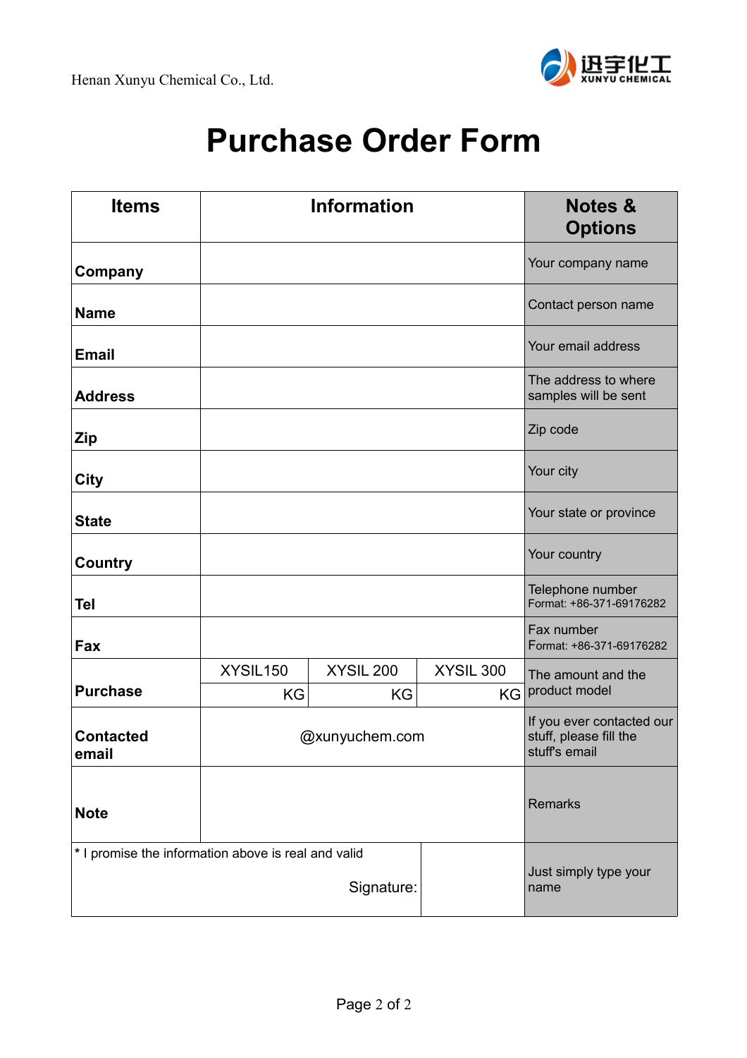Henan Xunyu Chemical Co., Ltd.

迅宇化工 XUNYU CHEMICAL

# Purchase Order Form

| Items | Information | | | Notes & Options |
|---|---|---|---|---|
| **Company** | | | | Your company name |
| **Name** | | | | Contact person name |
| **Email** | | | | Your email address |
| **Address** | | | | The address to where samples will be sent |
| **Zip** | | | | Zip code |
| **City** | | | | Your city |
| **State** | | | | Your state or province |
| **Country** | | | | Your country |
| **Tel** | | | | Telephone number Format: +86-371-69176282 |
| **Fax** | | | | Fax number Format: +86-371-69176282 |
| **Purchase** | XYSIL150 KG | XYSIL 200 KG | XYSIL 300 KG | The amount and the product model |
| **Contacted email** | @xunyuchem.com | | | If you ever contacted our stuff, please fill the stuff's email |
| **Note** | | | | Remarks |
| * I promise the information above is real and valid Signature: | | | | Just simply type your name |